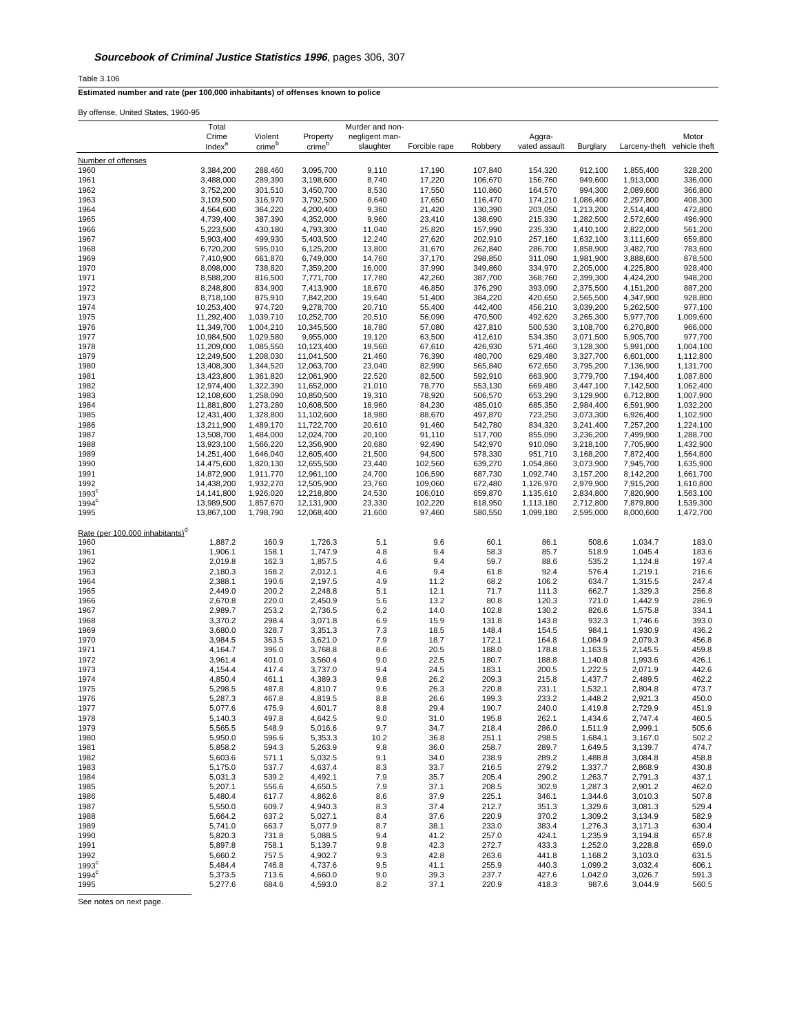***Sourcebook of Criminal Justice Statistics 1996*, pages 306, 307**

Table 3.106

**Estimated number and rate (per 100,000 inhabitants) of offenses known to police**

By offense, United States, 1960-95

| | Total Crime Index[a] | Violent crime[b] | Property crime[b] | Murder and non-negligent man-slaughter | Forcible rape | Robbery | Aggra-vated assault | Burglary | Larceny-theft | Motor vehicle theft |
|---|---|---|---|---|---|---|---|---|---|---|
| Number of offenses | | | | | | | | | | |
| 1960 | 3,384,200 | 288,460 | 3,095,700 | 9,110 | 17,190 | 107,840 | 154,320 | 912,100 | 1,855,400 | 328,200 |
| 1961 | 3,488,000 | 289,390 | 3,198,600 | 8,740 | 17,220 | 106,670 | 156,760 | 949,600 | 1,913,000 | 336,000 |
| 1962 | 3,752,200 | 301,510 | 3,450,700 | 8,530 | 17,550 | 110,860 | 164,570 | 994,300 | 2,089,600 | 366,800 |
| 1963 | 3,109,500 | 316,970 | 3,792,500 | 8,640 | 17,650 | 116,470 | 174,210 | 1,086,400 | 2,297,800 | 408,300 |
| 1964 | 4,564,600 | 364,220 | 4,200,400 | 9,360 | 21,420 | 130,390 | 203,050 | 1,213,200 | 2,514,400 | 472,800 |
| 1965 | 4,739,400 | 387,390 | 4,352,000 | 9,960 | 23,410 | 138,690 | 215,330 | 1,282,500 | 2,572,600 | 496,900 |
| 1966 | 5,223,500 | 430,180 | 4,793,300 | 11,040 | 25,820 | 157,990 | 235,330 | 1,410,100 | 2,822,000 | 561,200 |
| 1967 | 5,903,400 | 499,930 | 5,403,500 | 12,240 | 27,620 | 202,910 | 257,160 | 1,632,100 | 3,111,600 | 659,800 |
| 1968 | 6,720,200 | 595,010 | 6,125,200 | 13,800 | 31,670 | 262,840 | 286,700 | 1,858,900 | 3,482,700 | 783,600 |
| 1969 | 7,410,900 | 661,870 | 6,749,000 | 14,760 | 37,170 | 298,850 | 311,090 | 1,981,900 | 3,888,600 | 878,500 |
| 1970 | 8,098,000 | 738,820 | 7,359,200 | 16,000 | 37,990 | 349,860 | 334,970 | 2,205,000 | 4,225,800 | 928,400 |
| 1971 | 8,588,200 | 816,500 | 7,771,700 | 17,780 | 42,260 | 387,700 | 368,760 | 2,399,300 | 4,424,200 | 948,200 |
| 1972 | 8,248,800 | 834,900 | 7,413,900 | 18,670 | 46,850 | 376,290 | 393,090 | 2,375,500 | 4,151,200 | 887,200 |
| 1973 | 8,718,100 | 875,910 | 7,842,200 | 19,640 | 51,400 | 384,220 | 420,650 | 2,565,500 | 4,347,900 | 928,800 |
| 1974 | 10,253,400 | 974,720 | 9,278,700 | 20,710 | 55,400 | 442,400 | 456,210 | 3,039,200 | 5,262,500 | 977,100 |
| 1975 | 11,292,400 | 1,039,710 | 10,252,700 | 20,510 | 56,090 | 470,500 | 492,620 | 3,265,300 | 5,977,700 | 1,009,600 |
| 1976 | 11,349,700 | 1,004,210 | 10,345,500 | 18,780 | 57,080 | 427,810 | 500,530 | 3,108,700 | 6,270,800 | 966,000 |
| 1977 | 10,984,500 | 1,029,580 | 9,955,000 | 19,120 | 63,500 | 412,610 | 534,350 | 3,071,500 | 5,905,700 | 977,700 |
| 1978 | 11,209,000 | 1,085,550 | 10,123,400 | 19,560 | 67,610 | 426,930 | 571,460 | 3,128,300 | 5,991,000 | 1,004,100 |
| 1979 | 12,249,500 | 1,208,030 | 11,041,500 | 21,460 | 76,390 | 480,700 | 629,480 | 3,327,700 | 6,601,000 | 1,112,800 |
| 1980 | 13,408,300 | 1,344,520 | 12,063,700 | 23,040 | 82,990 | 565,840 | 672,650 | 3,795,200 | 7,136,900 | 1,131,700 |
| 1981 | 13,423,800 | 1,361,820 | 12,061,900 | 22,520 | 82,500 | 592,910 | 663,900 | 3,779,700 | 7,194,400 | 1,087,800 |
| 1982 | 12,974,400 | 1,322,390 | 11,652,000 | 21,010 | 78,770 | 553,130 | 669,480 | 3,447,100 | 7,142,500 | 1,062,400 |
| 1983 | 12,108,600 | 1,258,090 | 10,850,500 | 19,310 | 78,920 | 506,570 | 653,290 | 3,129,900 | 6,712,800 | 1,007,900 |
| 1984 | 11,881,800 | 1,273,280 | 10,608,500 | 18,960 | 84,230 | 485,010 | 685,350 | 2,984,400 | 6,591,900 | 1,032,200 |
| 1985 | 12,431,400 | 1,328,800 | 11,102,600 | 18,980 | 88,670 | 497,870 | 723,250 | 3,073,300 | 6,926,400 | 1,102,900 |
| 1986 | 13,211,900 | 1,489,170 | 11,722,700 | 20,610 | 91,460 | 542,780 | 834,320 | 3,241,400 | 7,257,200 | 1,224,100 |
| 1987 | 13,508,700 | 1,484,000 | 12,024,700 | 20,100 | 91,110 | 517,700 | 855,090 | 3,236,200 | 7,499,900 | 1,288,700 |
| 1988 | 13,923,100 | 1,566,220 | 12,356,900 | 20,680 | 92,490 | 542,970 | 910,090 | 3,218,100 | 7,705,900 | 1,432,900 |
| 1989 | 14,251,400 | 1,646,040 | 12,605,400 | 21,500 | 94,500 | 578,330 | 951,710 | 3,168,200 | 7,872,400 | 1,564,800 |
| 1990 | 14,475,600 | 1,820,130 | 12,655,500 | 23,440 | 102,560 | 639,270 | 1,054,860 | 3,073,900 | 7,945,700 | 1,635,900 |
| 1991 | 14,872,900 | 1,911,770 | 12,961,100 | 24,700 | 106,590 | 687,730 | 1,092,740 | 3,157,200 | 8,142,200 | 1,661,700 |
| 1992 | 14,438,200 | 1,932,270 | 12,505,900 | 23,760 | 109,060 | 672,480 | 1,126,970 | 2,979,900 | 7,915,200 | 1,610,800 |
| 1993[c] | 14,141,800 | 1,926,020 | 12,218,800 | 24,530 | 106,010 | 659,870 | 1,135,610 | 2,834,800 | 7,820,900 | 1,563,100 |
| 1994[c] | 13,989,500 | 1,857,670 | 12,131,900 | 23,330 | 102,220 | 618,950 | 1,113,180 | 2,712,800 | 7,879,800 | 1,539,300 |
| 1995 | 13,867,100 | 1,798,790 | 12,068,400 | 21,600 | 97,460 | 580,550 | 1,099,180 | 2,595,000 | 8,000,600 | 1,472,700 |
| Rate (per 100,000 inhabitants)[d] | | | | | | | | | | |
| 1960 | 1,887.2 | 160.9 | 1,726.3 | 5.1 | 9.6 | 60.1 | 86.1 | 508.6 | 1,034.7 | 183.0 |
| 1961 | 1,906.1 | 158.1 | 1,747.9 | 4.8 | 9.4 | 58.3 | 85.7 | 518.9 | 1,045.4 | 183.6 |
| 1962 | 2,019.8 | 162.3 | 1,857.5 | 4.6 | 9.4 | 59.7 | 88.6 | 535.2 | 1,124.8 | 197.4 |
| 1963 | 2,180.3 | 168.2 | 2,012.1 | 4.6 | 9.4 | 61.8 | 92.4 | 576.4 | 1,219.1 | 216.6 |
| 1964 | 2,388.1 | 190.6 | 2,197.5 | 4.9 | 11.2 | 68.2 | 106.2 | 634.7 | 1,315.5 | 247.4 |
| 1965 | 2,449.0 | 200.2 | 2,248.8 | 5.1 | 12.1 | 71.7 | 111.3 | 662.7 | 1,329.3 | 256.8 |
| 1966 | 2,670.8 | 220.0 | 2,450.9 | 5.6 | 13.2 | 80.8 | 120.3 | 721.0 | 1,442.9 | 286.9 |
| 1967 | 2,989.7 | 253.2 | 2,736.5 | 6.2 | 14.0 | 102.8 | 130.2 | 826.6 | 1,575.8 | 334.1 |
| 1968 | 3,370.2 | 298.4 | 3,071.8 | 6.9 | 15.9 | 131.8 | 143.8 | 932.3 | 1,746.6 | 393.0 |
| 1969 | 3,680.0 | 328.7 | 3,351.3 | 7.3 | 18.5 | 148.4 | 154.5 | 984.1 | 1,930.9 | 436.2 |
| 1970 | 3,984.5 | 363.5 | 3,621.0 | 7.9 | 18.7 | 172.1 | 164.8 | 1,084.9 | 2,079.3 | 456.8 |
| 1971 | 4,164.7 | 396.0 | 3,768.8 | 8.6 | 20.5 | 188.0 | 178.8 | 1,163.5 | 2,145.5 | 459.8 |
| 1972 | 3,961.4 | 401.0 | 3,560.4 | 9.0 | 22.5 | 180.7 | 188.8 | 1,140.8 | 1,993.6 | 426.1 |
| 1973 | 4,154.4 | 417.4 | 3,737.0 | 9.4 | 24.5 | 183.1 | 200.5 | 1,222.5 | 2,071.9 | 442.6 |
| 1974 | 4,850.4 | 461.1 | 4,389.3 | 9.8 | 26.2 | 209.3 | 215.8 | 1,437.7 | 2,489.5 | 462.2 |
| 1975 | 5,298.5 | 487.8 | 4,810.7 | 9.6 | 26.3 | 220.8 | 231.1 | 1,532.1 | 2,804.8 | 473.7 |
| 1976 | 5,287.3 | 467.8 | 4,819.5 | 8.8 | 26.6 | 199.3 | 233.2 | 1,448.2 | 2,921.3 | 450.0 |
| 1977 | 5,077.6 | 475.9 | 4,601.7 | 8.8 | 29.4 | 190.7 | 240.0 | 1,419.8 | 2,729.9 | 451.9 |
| 1978 | 5,140.3 | 497.8 | 4,642.5 | 9.0 | 31.0 | 195.8 | 262.1 | 1,434.6 | 2,747.4 | 460.5 |
| 1979 | 5,565.5 | 548.9 | 5,016.6 | 9.7 | 34.7 | 218.4 | 286.0 | 1,511.9 | 2,999.1 | 505.6 |
| 1980 | 5,950.0 | 596.6 | 5,353.3 | 10.2 | 36.8 | 251.1 | 298.5 | 1,684.1 | 3,167.0 | 502.2 |
| 1981 | 5,858.2 | 594.3 | 5,263.9 | 9.8 | 36.0 | 258.7 | 289.7 | 1,649.5 | 3,139.7 | 474.7 |
| 1982 | 5,603.6 | 571.1 | 5,032.5 | 9.1 | 34.0 | 238.9 | 289.2 | 1,488.8 | 3,084.8 | 458.8 |
| 1983 | 5,175.0 | 537.7 | 4,637.4 | 8.3 | 33.7 | 216.5 | 279.2 | 1,337.7 | 2,868.9 | 430.8 |
| 1984 | 5,031.3 | 539.2 | 4,492.1 | 7.9 | 35.7 | 205.4 | 290.2 | 1,263.7 | 2,791.3 | 437.1 |
| 1985 | 5,207.1 | 556.6 | 4,650.5 | 7.9 | 37.1 | 208.5 | 302.9 | 1,287.3 | 2,901.2 | 462.0 |
| 1986 | 5,480.4 | 617.7 | 4,862.6 | 8.6 | 37.9 | 225.1 | 346.1 | 1,344.6 | 3,010.3 | 507.8 |
| 1987 | 5,550.0 | 609.7 | 4,940.3 | 8.3 | 37.4 | 212.7 | 351.3 | 1,329.6 | 3,081.3 | 529.4 |
| 1988 | 5,664.2 | 637.2 | 5,027.1 | 8.4 | 37.6 | 220.9 | 370.2 | 1,309.2 | 3,134.9 | 582.9 |
| 1989 | 5,741.0 | 663.7 | 5,077.9 | 8.7 | 38.1 | 233.0 | 383.4 | 1,276.3 | 3,171.3 | 630.4 |
| 1990 | 5,820.3 | 731.8 | 5,088.5 | 9.4 | 41.2 | 257.0 | 424.1 | 1,235.9 | 3,194.8 | 657.8 |
| 1991 | 5,897.8 | 758.1 | 5,139.7 | 9.8 | 42.3 | 272.7 | 433.3 | 1,252.0 | 3,228.8 | 659.0 |
| 1992 | 5,660.2 | 757.5 | 4,902.7 | 9.3 | 42.8 | 263.6 | 441.8 | 1,168.2 | 3,103.0 | 631.5 |
| 1993[c] | 5,484.4 | 746.8 | 4,737.6 | 9.5 | 41.1 | 255.9 | 440.3 | 1,099.2 | 3,032.4 | 606.1 |
| 1994[c] | 5,373.5 | 713.6 | 4,660.0 | 9.0 | 39.3 | 237.7 | 427.6 | 1,042.0 | 3,026.7 | 591.3 |
| 1995 | 5,277.6 | 684.6 | 4,593.0 | 8.2 | 37.1 | 220.9 | 418.3 | 987.6 | 3,044.9 | 560.5 |

See notes on next page.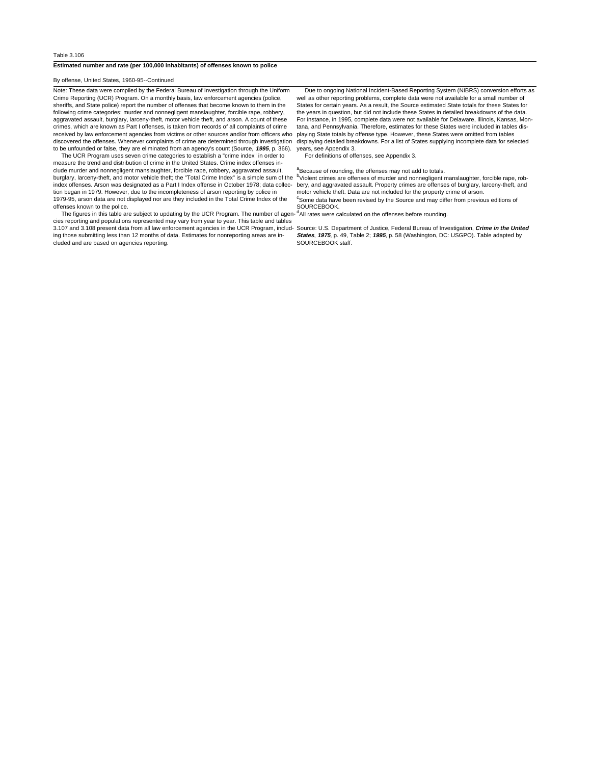Table 3.106

**Estimated number and rate (per 100,000 inhabitants) of offenses known to police**

By offense, United States, 1960-95--Continued

Note: These data were compiled by the Federal Bureau of Investigation through the Uniform Crime Reporting (UCR) Program. On a monthly basis, law enforcement agencies (police, sheriffs, and State police) report the number of offenses that become known to them in the following crime categories: murder and nonnegligent manslaughter, forcible rape, robbery, aggravated assault, burglary, larceny-theft, motor vehicle theft, and arson. A count of these crimes, which are known as Part I offenses, is taken from records of all complaints of crime received by law enforcement agencies from victims or other sources and/or from officers who discovered the offenses. Whenever complaints of crime are determined through investigation to be unfounded or false, they are eliminated from an agency's count (Source, ***1995***, p. 366).

The UCR Program uses seven crime categories to establish a "crime index" in order to measure the trend and distribution of crime in the United States. Crime index offenses include murder and nonnegligent manslaughter, forcible rape, robbery, aggravated assault, burglary, larceny-theft, and motor vehicle theft; the "Total Crime Index" is a simple sum of the index offenses. Arson was designated as a Part I Index offense in October 1978; data collection began in 1979. However, due to the incompleteness of arson reporting by police in 1979-95, arson data are not displayed nor are they included in the Total Crime Index of the offenses known to the police.

The figures in this table are subject to updating by the UCR Program. The number of agencies reporting and populations represented may vary from year to year. This table and tables 3.107 and 3.108 present data from all law enforcement agencies in the UCR Program, including those submitting less than 12 months of data. Estimates for nonreporting areas are included and are based on agencies reporting.

Due to ongoing National Incident-Based Reporting System (NIBRS) conversion efforts as well as other reporting problems, complete data were not available for a small number of States for certain years. As a result, the Source estimated State totals for these States for the years in question, but did not include these States in detailed breakdowns of the data. For instance, in 1995, complete data were not available for Delaware, Illinois, Kansas, Montana, and Pennsylvania. Therefore, estimates for these States were included in tables displaying State totals by offense type. However, these States were omitted from tables displaying detailed breakdowns. For a list of States supplying incomplete data for selected years, see Appendix 3.

For definitions of offenses, see Appendix 3.

[a]Because of rounding, the offenses may not add to totals.
[b]Violent crimes are offenses of murder and nonnegligent manslaughter, forcible rape, robbery, and aggravated assault. Property crimes are offenses of burglary, larceny-theft, and motor vehicle theft. Data are not included for the property crime of arson.
[c]Some data have been revised by the Source and may differ from previous editions of SOURCEBOOK.
[d]All rates were calculated on the offenses before rounding.

Source: U.S. Department of Justice, Federal Bureau of Investigation, ***Crime in the United States***, ***1975***, p. 49, Table 2; ***1995***, p. 58 (Washington, DC: USGPO). Table adapted by SOURCEBOOK staff.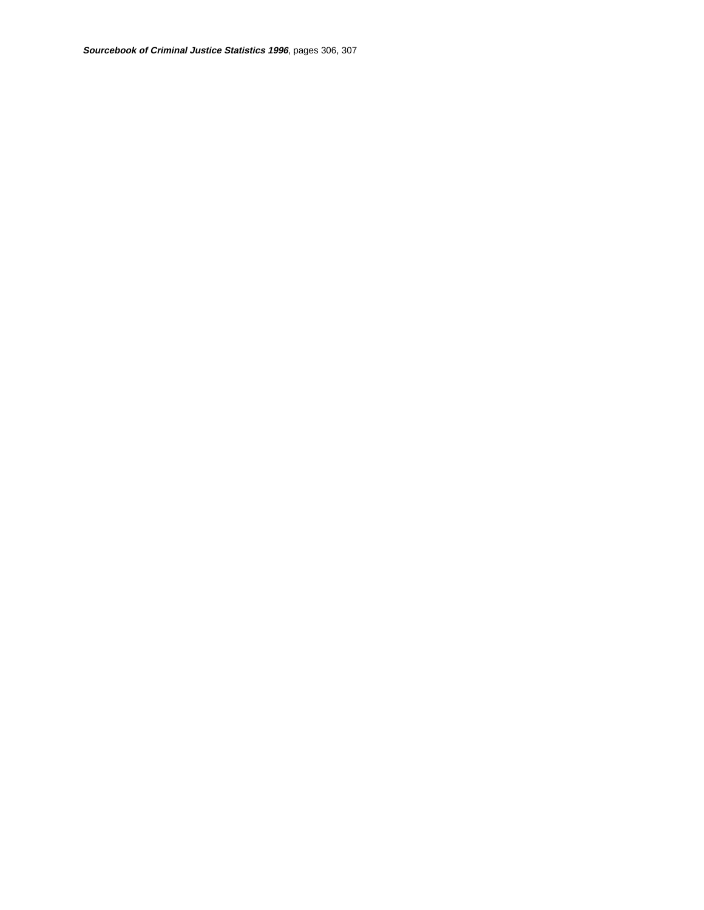***Sourcebook of Criminal Justice Statistics 1996***, pages 306, 307